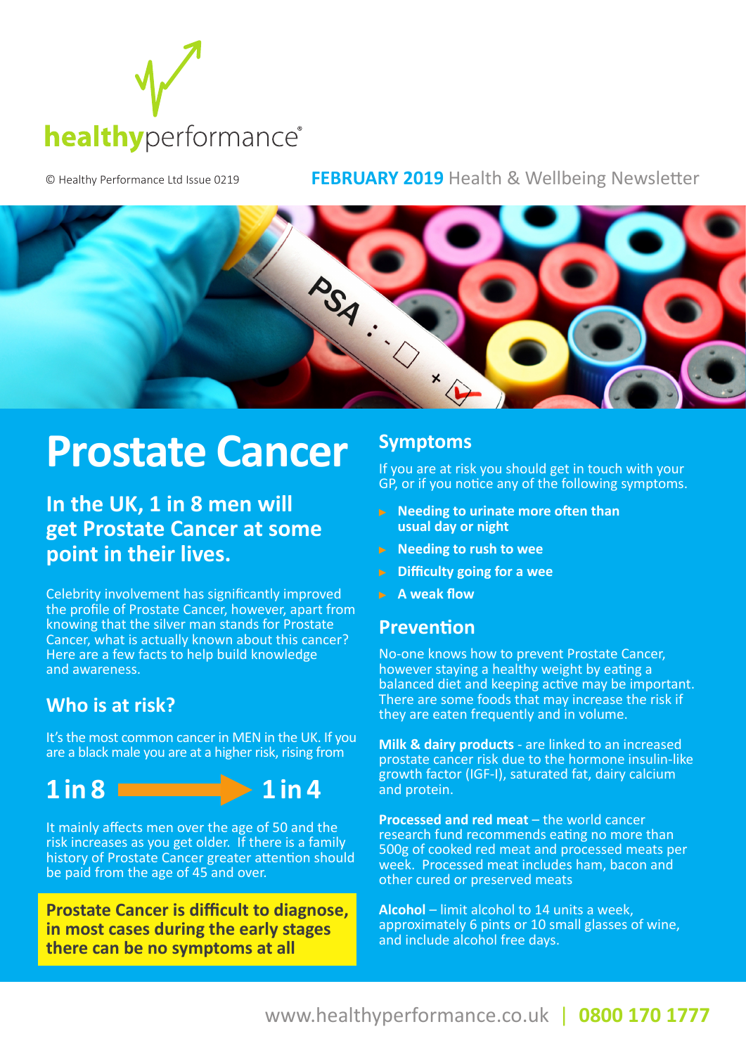healthyperformance®

© Healthy Performance Ltd Issue 0219

**FEBRUARY 2019** Health & Wellbeing Newsletter

# Prostate Cancer

## In the UK, 1 in 8 men will get Prostate Cancer at some point in their lives.

Celebrity involvement has significantly improved the profile of Prostate Cancer, however, apart from knowing that the silver man stands for Prostate Cancer, what is actually known about this cancer? Here are a few facts to help build knowledge and awareness.

### Who is at risk?

It's the most common cancer in MEN in the UK. If you are a black male you are at a higher risk, rising from

**1 in 8 → 1 in 4**

It mainly affects men over the age of 50 and the risk increases as you get older. If there is a family history of Prostate Cancer greater attention should be paid from the age of 45 and over.

**Prostate Cancer is difficult to diagnose, in most cases during the early stages there can be no symptoms at all**

### Symptoms

If you are at risk you should get in touch with your GP, or if you notice any of the following symptoms.

- **Needing to urinate more often than usual day or night**
- **Needing to rush to wee**
- **Difficulty going for a wee**
- **A weak flow**

### Prevention

No-one knows how to prevent Prostate Cancer, however staying a healthy weight by eating a balanced diet and keeping active may be important. There are some foods that may increase the risk if they are eaten frequently and in volume.

**Milk & dairy products** - are linked to an increased prostate cancer risk due to the hormone insulin-like growth factor (IGF-I), saturated fat, dairy calcium and protein.

**Processed and red meat** – the world cancer research fund recommends eating no more than 500g of cooked red meat and processed meats per week. Processed meat includes ham, bacon and other cured or preserved meats

**Alcohol** – limit alcohol to 14 units a week, approximately 6 pints or 10 small glasses of wine, and include alcohol free days.

www.healthyperformance.co.uk | **0800 170 1777**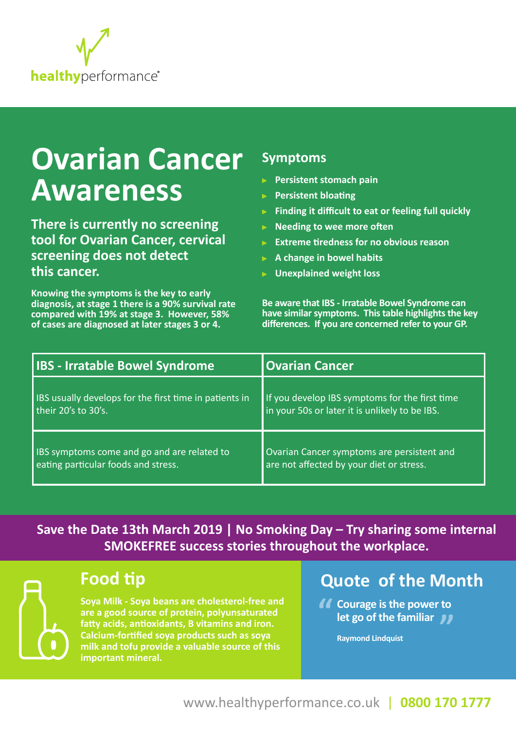healthyperformance®

# Ovarian Cancer Awareness

**There is currently no screening tool for Ovarian Cancer, cervical screening does not detect this cancer.**

**Knowing the symptoms is the key to early diagnosis, at stage 1 there is a 90% survival rate compared with 19% at stage 3. However, 58% of cases are diagnosed at later stages 3 or 4.**

## Symptoms

- **Persistent stomach pain**
- **Persistent bloating**
- **Finding it difficult to eat or feeling full quickly**
- **Needing to wee more often**
- **Extreme tiredness for no obvious reason**
- **A change in bowel habits**
- **Unexplained weight loss**

**Be aware that IBS - Irratable Bowel Syndrome can have similar symptoms. This table highlights the key differences. If you are concerned refer to your GP.**

| IBS - Irratable Bowel Syndrome | Ovarian Cancer |
| --- | --- |
| IBS usually develops for the first time in patients in their 20's to 30's. | If you develop IBS symptoms for the first time in your 50s or later it is unlikely to be IBS. |
| IBS symptoms come and go and are related to eating particular foods and stress. | Ovarian Cancer symptoms are persistent and are not affected by your diet or stress. |

**Save the Date 13th March 2019 | No Smoking Day – Try sharing some internal SMOKEFREE success stories throughout the workplace.**

## Food tip

**Soya Milk - Soya beans are cholesterol-free and are a good source of protein, polyunsaturated fatty acids, antioxidants, B vitamins and iron. Calcium-fortified soya products such as soya milk and tofu provide a valuable source of this important mineral.**

## Quote of the Month

**"Courage is the power to let go of the familiar"**

**Raymond Lindquist**

www.healthyperformance.co.uk | **0800 170 1777**